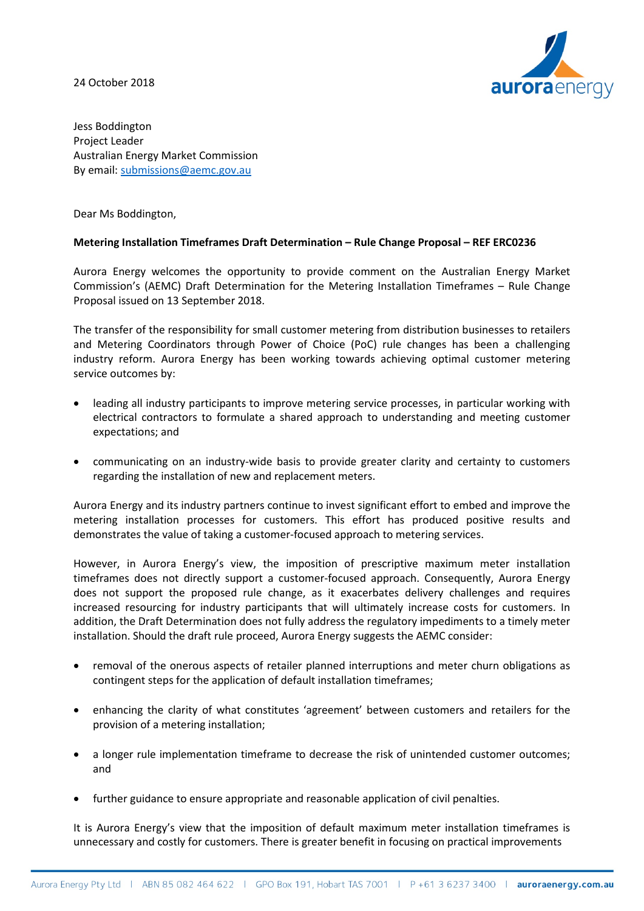24 October 2018

Jess Boddington
Project Leader
Australian Energy Market Commission
By email: submissions@aemc.gov.au

Dear Ms Boddington,

**Metering Installation Timeframes Draft Determination – Rule Change Proposal – REF ERC0236**

Aurora Energy welcomes the opportunity to provide comment on the Australian Energy Market Commission's (AEMC) Draft Determination for the Metering Installation Timeframes – Rule Change Proposal issued on 13 September 2018.

The transfer of the responsibility for small customer metering from distribution businesses to retailers and Metering Coordinators through Power of Choice (PoC) rule changes has been a challenging industry reform. Aurora Energy has been working towards achieving optimal customer metering service outcomes by:

- leading all industry participants to improve metering service processes, in particular working with electrical contractors to formulate a shared approach to understanding and meeting customer expectations; and
- communicating on an industry-wide basis to provide greater clarity and certainty to customers regarding the installation of new and replacement meters.

Aurora Energy and its industry partners continue to invest significant effort to embed and improve the metering installation processes for customers. This effort has produced positive results and demonstrates the value of taking a customer-focused approach to metering services.

However, in Aurora Energy's view, the imposition of prescriptive maximum meter installation timeframes does not directly support a customer-focused approach. Consequently, Aurora Energy does not support the proposed rule change, as it exacerbates delivery challenges and requires increased resourcing for industry participants that will ultimately increase costs for customers. In addition, the Draft Determination does not fully address the regulatory impediments to a timely meter installation. Should the draft rule proceed, Aurora Energy suggests the AEMC consider:

- removal of the onerous aspects of retailer planned interruptions and meter churn obligations as contingent steps for the application of default installation timeframes;
- enhancing the clarity of what constitutes 'agreement' between customers and retailers for the provision of a metering installation;
- a longer rule implementation timeframe to decrease the risk of unintended customer outcomes; and
- further guidance to ensure appropriate and reasonable application of civil penalties.

It is Aurora Energy's view that the imposition of default maximum meter installation timeframes is unnecessary and costly for customers. There is greater benefit in focusing on practical improvements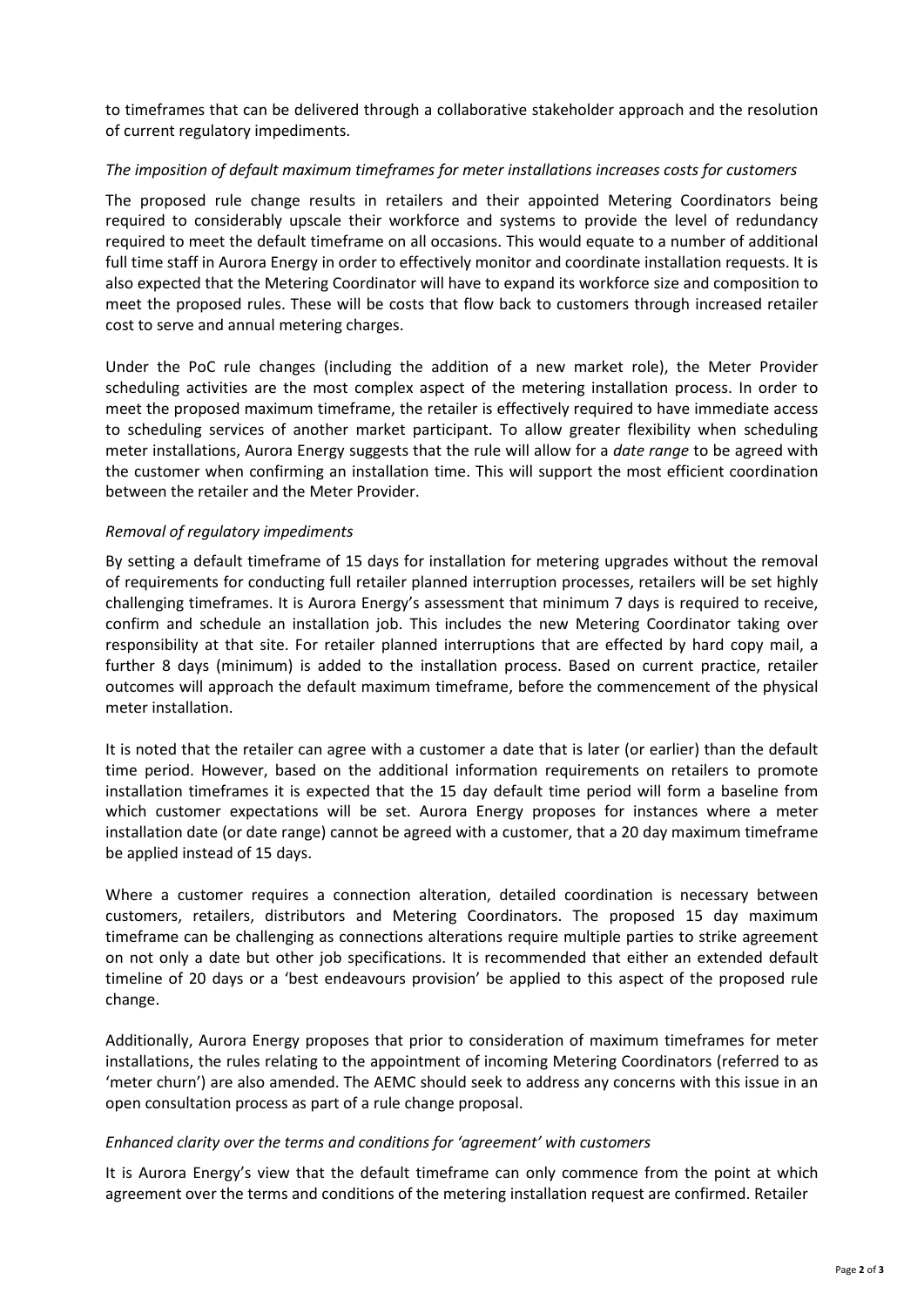to timeframes that can be delivered through a collaborative stakeholder approach and the resolution of current regulatory impediments.

*The imposition of default maximum timeframes for meter installations increases costs for customers*

The proposed rule change results in retailers and their appointed Metering Coordinators being required to considerably upscale their workforce and systems to provide the level of redundancy required to meet the default timeframe on all occasions. This would equate to a number of additional full time staff in Aurora Energy in order to effectively monitor and coordinate installation requests. It is also expected that the Metering Coordinator will have to expand its workforce size and composition to meet the proposed rules. These will be costs that flow back to customers through increased retailer cost to serve and annual metering charges.

Under the PoC rule changes (including the addition of a new market role), the Meter Provider scheduling activities are the most complex aspect of the metering installation process. In order to meet the proposed maximum timeframe, the retailer is effectively required to have immediate access to scheduling services of another market participant. To allow greater flexibility when scheduling meter installations, Aurora Energy suggests that the rule will allow for a *date range* to be agreed with the customer when confirming an installation time. This will support the most efficient coordination between the retailer and the Meter Provider.

*Removal of regulatory impediments*

By setting a default timeframe of 15 days for installation for metering upgrades without the removal of requirements for conducting full retailer planned interruption processes, retailers will be set highly challenging timeframes. It is Aurora Energy's assessment that minimum 7 days is required to receive, confirm and schedule an installation job. This includes the new Metering Coordinator taking over responsibility at that site. For retailer planned interruptions that are effected by hard copy mail, a further 8 days (minimum) is added to the installation process. Based on current practice, retailer outcomes will approach the default maximum timeframe, before the commencement of the physical meter installation.

It is noted that the retailer can agree with a customer a date that is later (or earlier) than the default time period. However, based on the additional information requirements on retailers to promote installation timeframes it is expected that the 15 day default time period will form a baseline from which customer expectations will be set. Aurora Energy proposes for instances where a meter installation date (or date range) cannot be agreed with a customer, that a 20 day maximum timeframe be applied instead of 15 days.

Where a customer requires a connection alteration, detailed coordination is necessary between customers, retailers, distributors and Metering Coordinators. The proposed 15 day maximum timeframe can be challenging as connections alterations require multiple parties to strike agreement on not only a date but other job specifications. It is recommended that either an extended default timeline of 20 days or a 'best endeavours provision' be applied to this aspect of the proposed rule change.

Additionally, Aurora Energy proposes that prior to consideration of maximum timeframes for meter installations, the rules relating to the appointment of incoming Metering Coordinators (referred to as 'meter churn') are also amended. The AEMC should seek to address any concerns with this issue in an open consultation process as part of a rule change proposal.

*Enhanced clarity over the terms and conditions for 'agreement' with customers*

It is Aurora Energy's view that the default timeframe can only commence from the point at which agreement over the terms and conditions of the metering installation request are confirmed. Retailer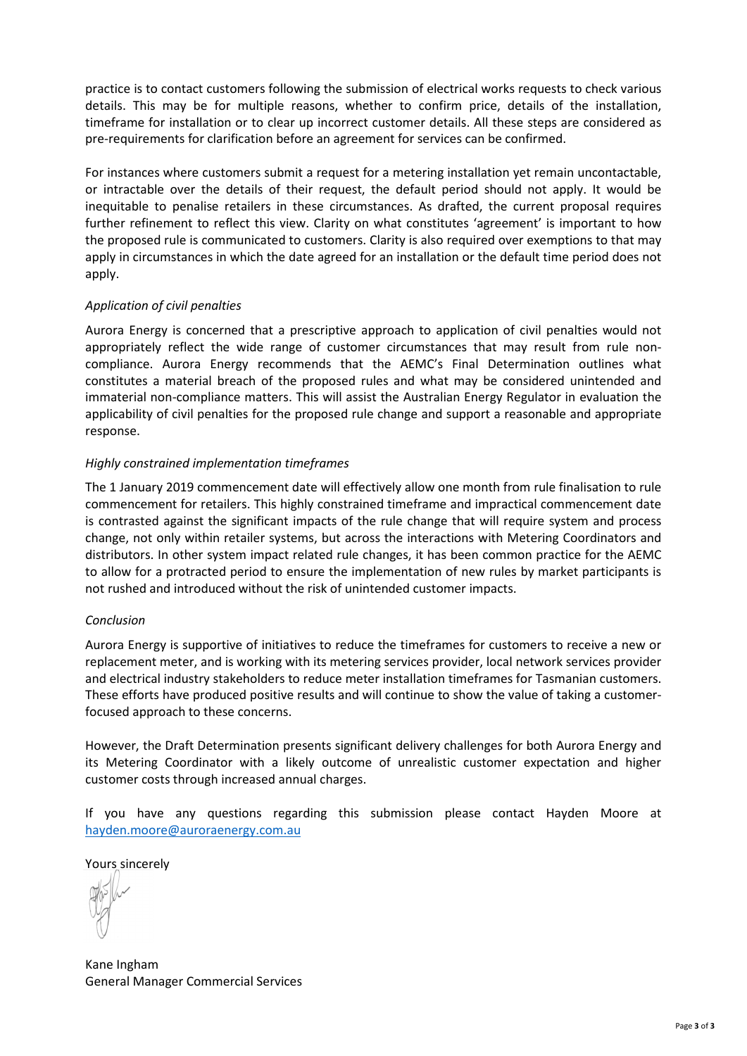practice is to contact customers following the submission of electrical works requests to check various details. This may be for multiple reasons, whether to confirm price, details of the installation, timeframe for installation or to clear up incorrect customer details. All these steps are considered as pre-requirements for clarification before an agreement for services can be confirmed.

For instances where customers submit a request for a metering installation yet remain uncontactable, or intractable over the details of their request, the default period should not apply. It would be inequitable to penalise retailers in these circumstances. As drafted, the current proposal requires further refinement to reflect this view. Clarity on what constitutes 'agreement' is important to how the proposed rule is communicated to customers. Clarity is also required over exemptions to that may apply in circumstances in which the date agreed for an installation or the default time period does not apply.

*Application of civil penalties*

Aurora Energy is concerned that a prescriptive approach to application of civil penalties would not appropriately reflect the wide range of customer circumstances that may result from rule non-compliance. Aurora Energy recommends that the AEMC's Final Determination outlines what constitutes a material breach of the proposed rules and what may be considered unintended and immaterial non-compliance matters. This will assist the Australian Energy Regulator in evaluation the applicability of civil penalties for the proposed rule change and support a reasonable and appropriate response.

*Highly constrained implementation timeframes*

The 1 January 2019 commencement date will effectively allow one month from rule finalisation to rule commencement for retailers. This highly constrained timeframe and impractical commencement date is contrasted against the significant impacts of the rule change that will require system and process change, not only within retailer systems, but across the interactions with Metering Coordinators and distributors. In other system impact related rule changes, it has been common practice for the AEMC to allow for a protracted period to ensure the implementation of new rules by market participants is not rushed and introduced without the risk of unintended customer impacts.

*Conclusion*

Aurora Energy is supportive of initiatives to reduce the timeframes for customers to receive a new or replacement meter, and is working with its metering services provider, local network services provider and electrical industry stakeholders to reduce meter installation timeframes for Tasmanian customers. These efforts have produced positive results and will continue to show the value of taking a customer-focused approach to these concerns.

However, the Draft Determination presents significant delivery challenges for both Aurora Energy and its Metering Coordinator with a likely outcome of unrealistic customer expectation and higher customer costs through increased annual charges.

If you have any questions regarding this submission please contact Hayden Moore at hayden.moore@auroraenergy.com.au

Yours sincerely

Kane Ingham
General Manager Commercial Services